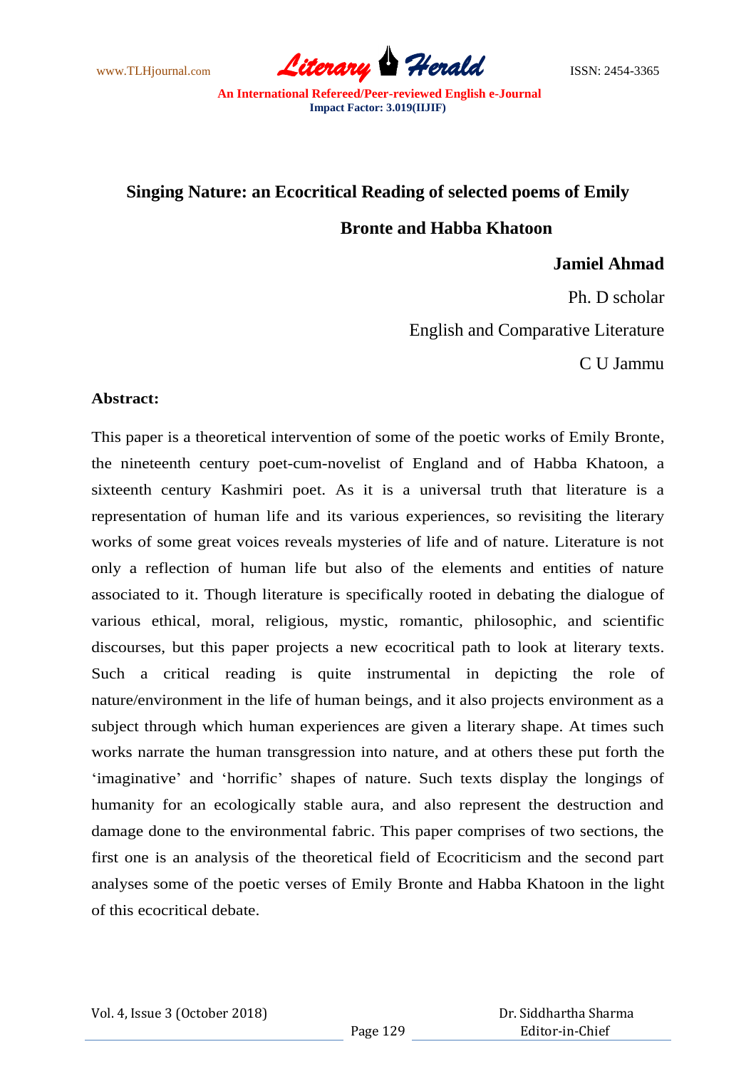# Singing Nature: an Ecocritical Reading of selected poems of Emily Bronte and Habba Khatoon

**Jamiel Ahmad**

Ph. D scholar

English and Comparative Literature

C U Jammu

**Abstract:**

This paper is a theoretical intervention of some of the poetic works of Emily Bronte, the nineteenth century poet-cum-novelist of England and of Habba Khatoon, a sixteenth century Kashmiri poet. As it is a universal truth that literature is a representation of human life and its various experiences, so revisiting the literary works of some great voices reveals mysteries of life and of nature. Literature is not only a reflection of human life but also of the elements and entities of nature associated to it. Though literature is specifically rooted in debating the dialogue of various ethical, moral, religious, mystic, romantic, philosophic, and scientific discourses, but this paper projects a new ecocritical path to look at literary texts. Such a critical reading is quite instrumental in depicting the role of nature/environment in the life of human beings, and it also projects environment as a subject through which human experiences are given a literary shape. At times such works narrate the human transgression into nature, and at others these put forth the 'imaginative' and 'horrific' shapes of nature. Such texts display the longings of humanity for an ecologically stable aura, and also represent the destruction and damage done to the environmental fabric. This paper comprises of two sections, the first one is an analysis of the theoretical field of Ecocriticism and the second part analyses some of the poetic verses of Emily Bronte and Habba Khatoon in the light of this ecocritical debate.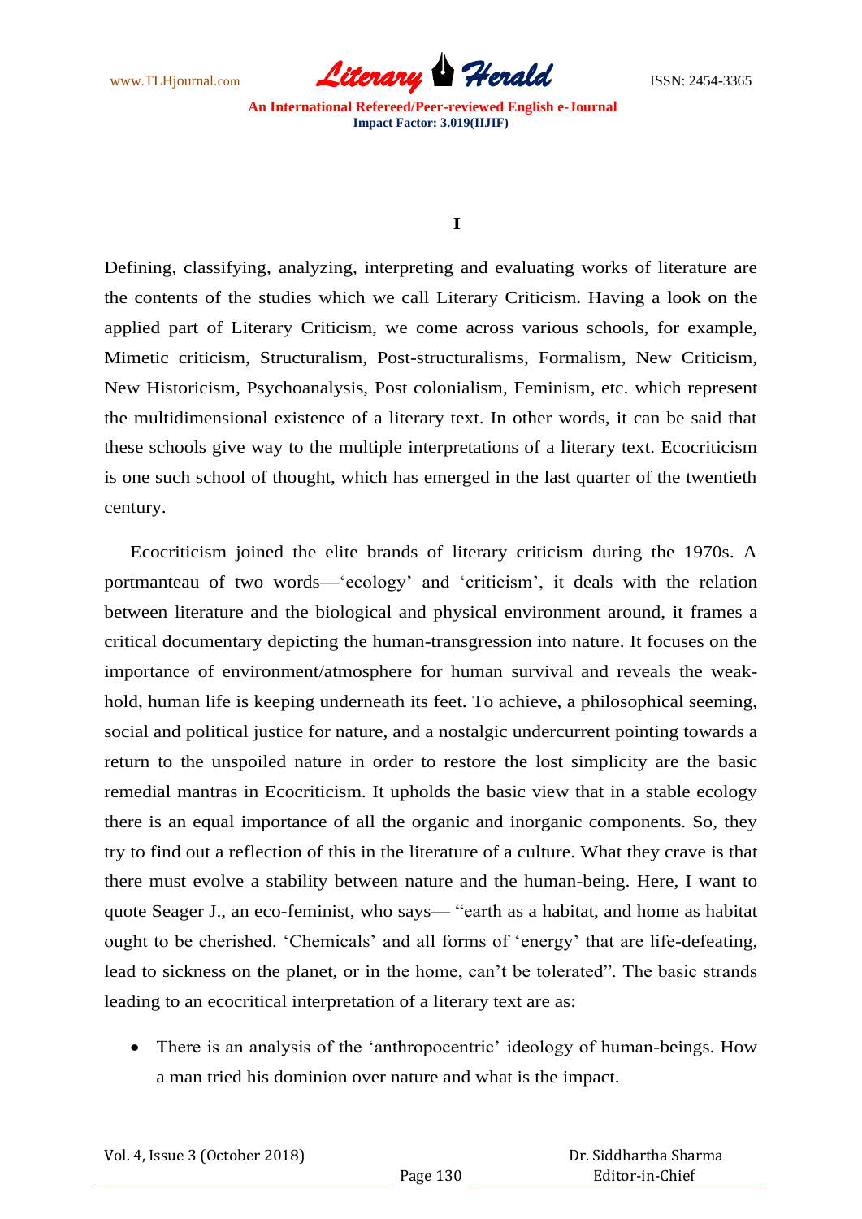## I

Defining, classifying, analyzing, interpreting and evaluating works of literature are the contents of the studies which we call Literary Criticism. Having a look on the applied part of Literary Criticism, we come across various schools, for example, Mimetic criticism, Structuralism, Post-structuralisms, Formalism, New Criticism, New Historicism, Psychoanalysis, Post colonialism, Feminism, etc. which represent the multidimensional existence of a literary text. In other words, it can be said that these schools give way to the multiple interpretations of a literary text. Ecocriticism is one such school of thought, which has emerged in the last quarter of the twentieth century.

Ecocriticism joined the elite brands of literary criticism during the 1970s. A portmanteau of two words—'ecology' and 'criticism', it deals with the relation between literature and the biological and physical environment around, it frames a critical documentary depicting the human-transgression into nature. It focuses on the importance of environment/atmosphere for human survival and reveals the weak-hold, human life is keeping underneath its feet. To achieve, a philosophical seeming, social and political justice for nature, and a nostalgic undercurrent pointing towards a return to the unspoiled nature in order to restore the lost simplicity are the basic remedial mantras in Ecocriticism. It upholds the basic view that in a stable ecology there is an equal importance of all the organic and inorganic components. So, they try to find out a reflection of this in the literature of a culture. What they crave is that there must evolve a stability between nature and the human-being. Here, I want to quote Seager J., an eco-feminist, who says— "earth as a habitat, and home as habitat ought to be cherished. 'Chemicals' and all forms of 'energy' that are life-defeating, lead to sickness on the planet, or in the home, can't be tolerated". The basic strands leading to an ecocritical interpretation of a literary text are as:

- There is an analysis of the 'anthropocentric' ideology of human-beings. How a man tried his dominion over nature and what is the impact.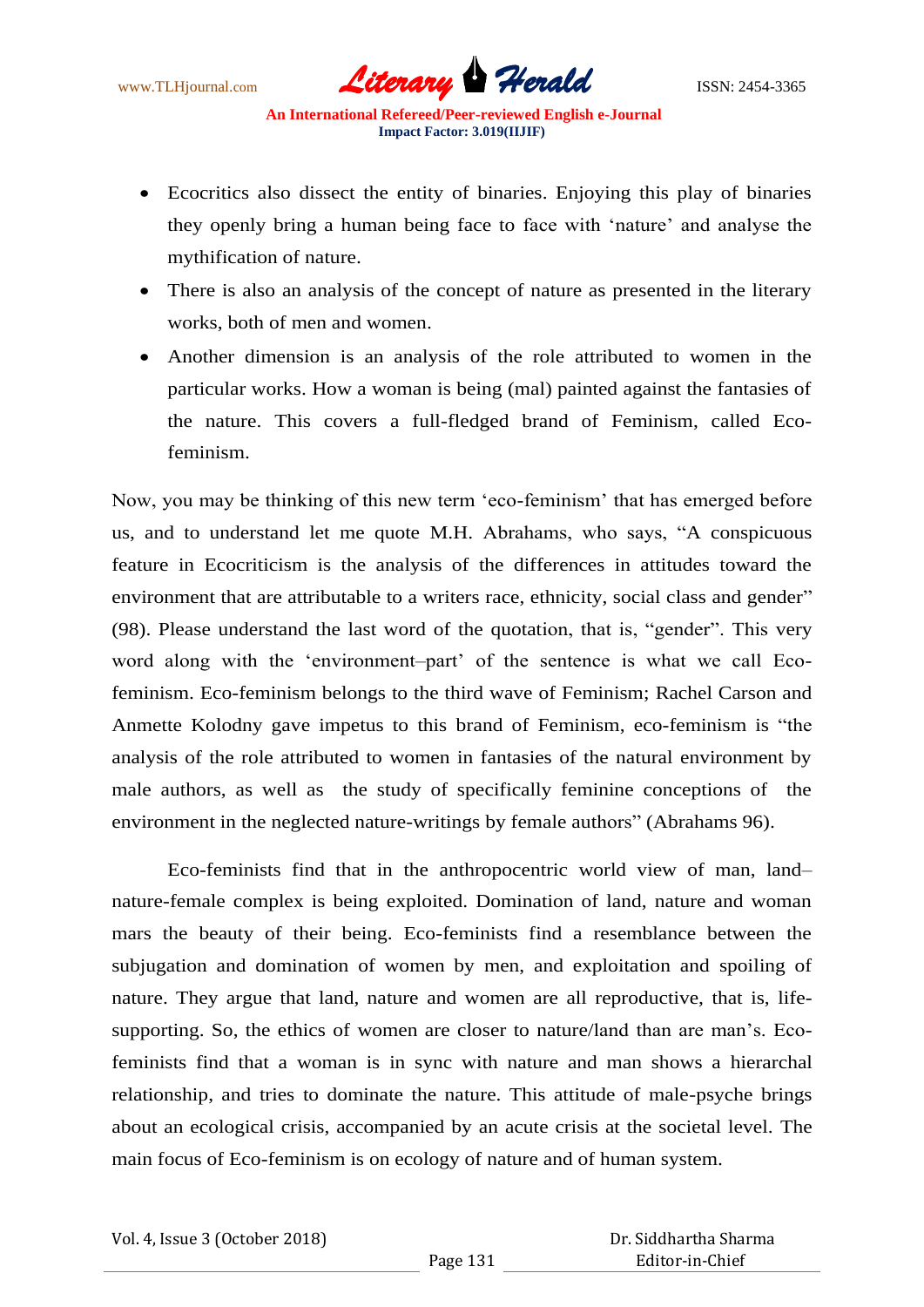- Ecocritics also dissect the entity of binaries. Enjoying this play of binaries they openly bring a human being face to face with 'nature' and analyse the mythification of nature.
- There is also an analysis of the concept of nature as presented in the literary works, both of men and women.
- Another dimension is an analysis of the role attributed to women in the particular works. How a woman is being (mal) painted against the fantasies of the nature. This covers a full-fledged brand of Feminism, called Eco-feminism.

Now, you may be thinking of this new term 'eco-feminism' that has emerged before us, and to understand let me quote M.H. Abrahams, who says, "A conspicuous feature in Ecocriticism is the analysis of the differences in attitudes toward the environment that are attributable to a writers race, ethnicity, social class and gender" (98). Please understand the last word of the quotation, that is, "gender". This very word along with the 'environment–part' of the sentence is what we call Eco-feminism. Eco-feminism belongs to the third wave of Feminism; Rachel Carson and Anmette Kolodny gave impetus to this brand of Feminism, eco-feminism is "the analysis of the role attributed to women in fantasies of the natural environment by male authors, as well as the study of specifically feminine conceptions of the environment in the neglected nature-writings by female authors" (Abrahams 96).

Eco-feminists find that in the anthropocentric world view of man, land–nature-female complex is being exploited. Domination of land, nature and woman mars the beauty of their being. Eco-feminists find a resemblance between the subjugation and domination of women by men, and exploitation and spoiling of nature. They argue that land, nature and women are all reproductive, that is, life-supporting. So, the ethics of women are closer to nature/land than are man's. Eco-feminists find that a woman is in sync with nature and man shows a hierarchal relationship, and tries to dominate the nature. This attitude of male-psyche brings about an ecological crisis, accompanied by an acute crisis at the societal level. The main focus of Eco-feminism is on ecology of nature and of human system.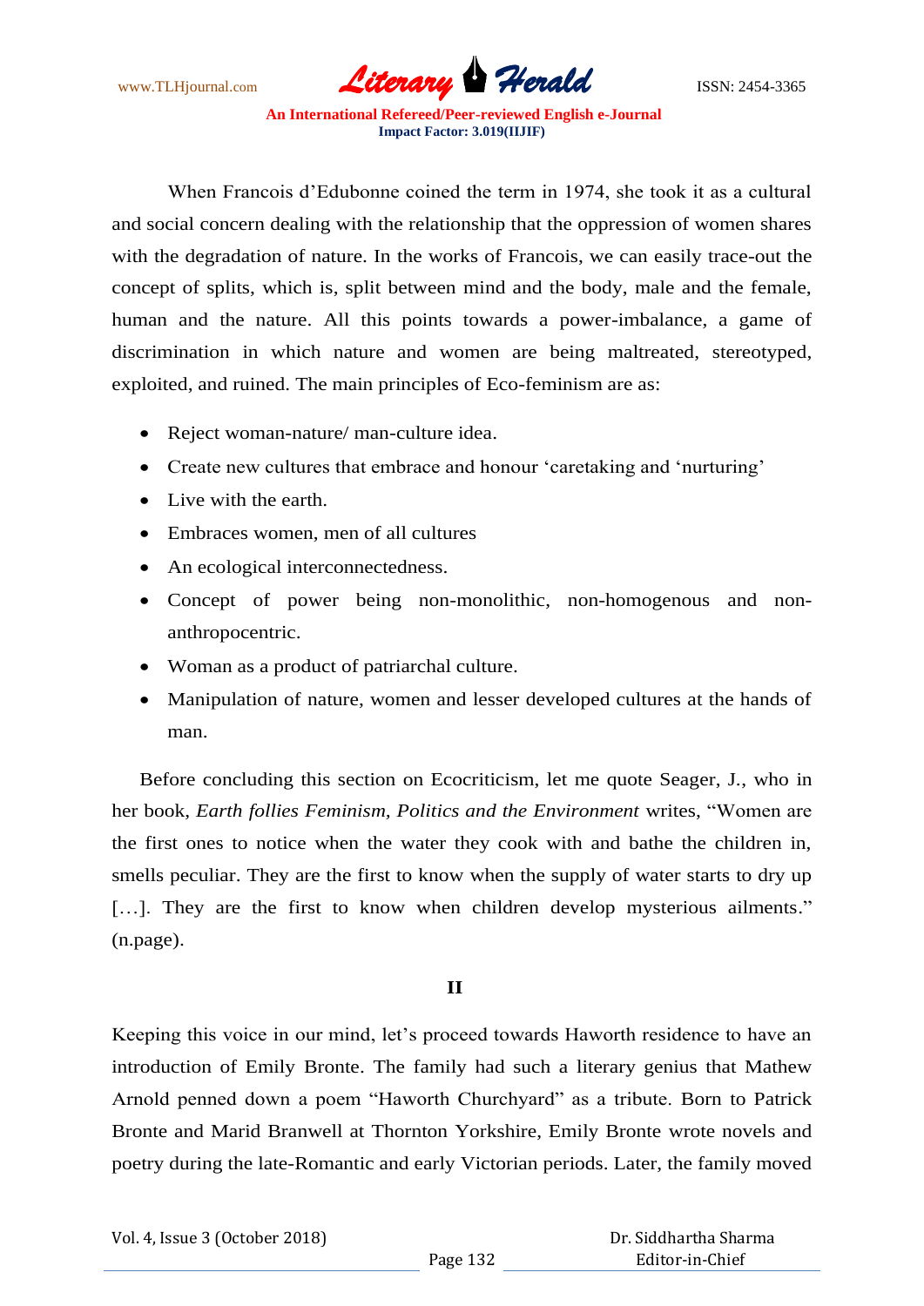When Francois d'Edubonne coined the term in 1974, she took it as a cultural and social concern dealing with the relationship that the oppression of women shares with the degradation of nature. In the works of Francois, we can easily trace-out the concept of splits, which is, split between mind and the body, male and the female, human and the nature. All this points towards a power-imbalance, a game of discrimination in which nature and women are being maltreated, stereotyped, exploited, and ruined. The main principles of Eco-feminism are as:

- Reject woman-nature/ man-culture idea.
- Create new cultures that embrace and honour 'caretaking and 'nurturing'
- Live with the earth.
- Embraces women, men of all cultures
- An ecological interconnectedness.
- Concept of power being non-monolithic, non-homogenous and non-anthropocentric.
- Woman as a product of patriarchal culture.
- Manipulation of nature, women and lesser developed cultures at the hands of man.

Before concluding this section on Ecocriticism, let me quote Seager, J., who in her book, *Earth follies Feminism, Politics and the Environment* writes, "Women are the first ones to notice when the water they cook with and bathe the children in, smells peculiar. They are the first to know when the supply of water starts to dry up […]. They are the first to know when children develop mysterious ailments." (n.page).

## II

Keeping this voice in our mind, let's proceed towards Haworth residence to have an introduction of Emily Bronte. The family had such a literary genius that Mathew Arnold penned down a poem "Haworth Churchyard" as a tribute. Born to Patrick Bronte and Marid Branwell at Thornton Yorkshire, Emily Bronte wrote novels and poetry during the late-Romantic and early Victorian periods. Later, the family moved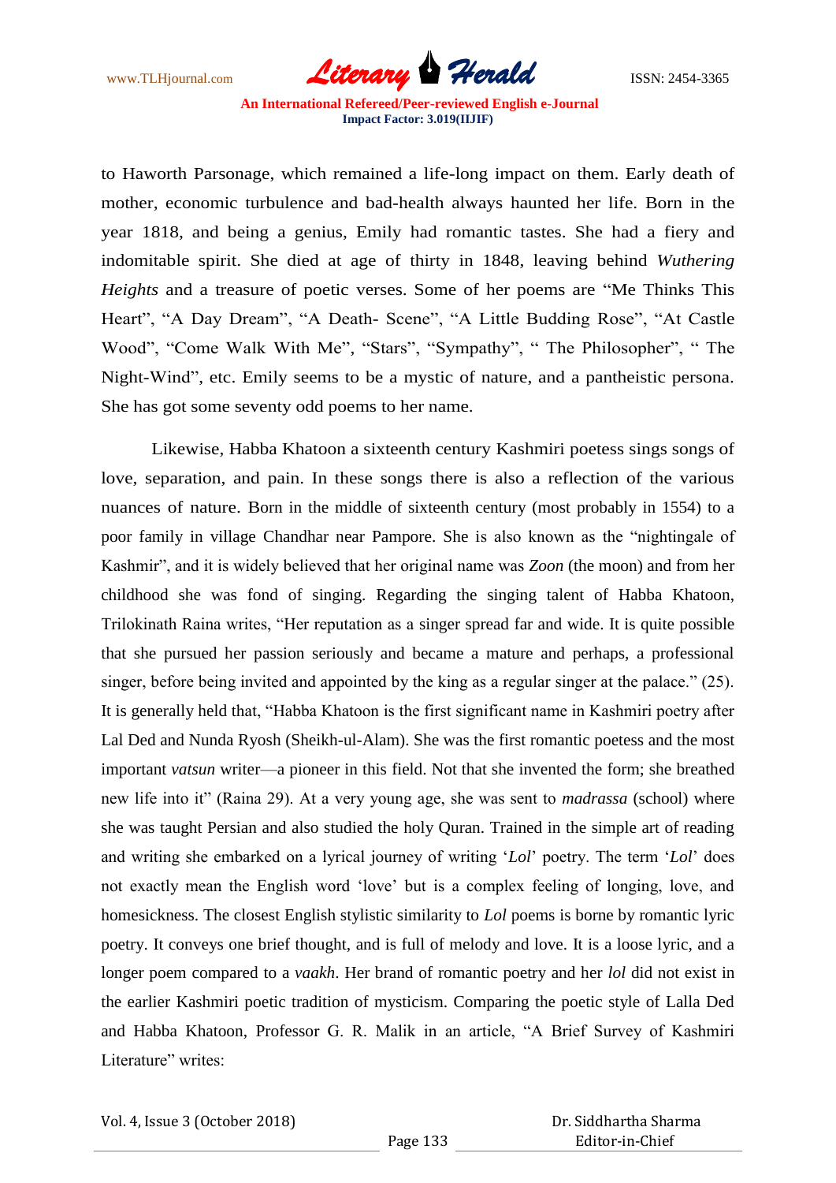to Haworth Parsonage, which remained a life-long impact on them. Early death of mother, economic turbulence and bad-health always haunted her life. Born in the year 1818, and being a genius, Emily had romantic tastes. She had a fiery and indomitable spirit. She died at age of thirty in 1848, leaving behind *Wuthering Heights* and a treasure of poetic verses. Some of her poems are "Me Thinks This Heart", "A Day Dream", "A Death- Scene", "A Little Budding Rose", "At Castle Wood", "Come Walk With Me", "Stars", "Sympathy", " The Philosopher", " The Night-Wind", etc. Emily seems to be a mystic of nature, and a pantheistic persona. She has got some seventy odd poems to her name.

Likewise, Habba Khatoon a sixteenth century Kashmiri poetess sings songs of love, separation, and pain. In these songs there is also a reflection of the various nuances of nature. Born in the middle of sixteenth century (most probably in 1554) to a poor family in village Chandhar near Pampore. She is also known as the "nightingale of Kashmir", and it is widely believed that her original name was *Zoon* (the moon) and from her childhood she was fond of singing. Regarding the singing talent of Habba Khatoon, Trilokinath Raina writes, "Her reputation as a singer spread far and wide. It is quite possible that she pursued her passion seriously and became a mature and perhaps, a professional singer, before being invited and appointed by the king as a regular singer at the palace." (25). It is generally held that, "Habba Khatoon is the first significant name in Kashmiri poetry after Lal Ded and Nunda Ryosh (Sheikh-ul-Alam). She was the first romantic poetess and the most important *vatsun* writer—a pioneer in this field. Not that she invented the form; she breathed new life into it" (Raina 29). At a very young age, she was sent to *madrassa* (school) where she was taught Persian and also studied the holy Quran. Trained in the simple art of reading and writing she embarked on a lyrical journey of writing '*Lol*' poetry. The term '*Lol*' does not exactly mean the English word 'love' but is a complex feeling of longing, love, and homesickness. The closest English stylistic similarity to *Lol* poems is borne by romantic lyric poetry. It conveys one brief thought, and is full of melody and love. It is a loose lyric, and a longer poem compared to a *vaakh*. Her brand of romantic poetry and her *lol* did not exist in the earlier Kashmiri poetic tradition of mysticism. Comparing the poetic style of Lalla Ded and Habba Khatoon, Professor G. R. Malik in an article, "A Brief Survey of Kashmiri Literature" writes: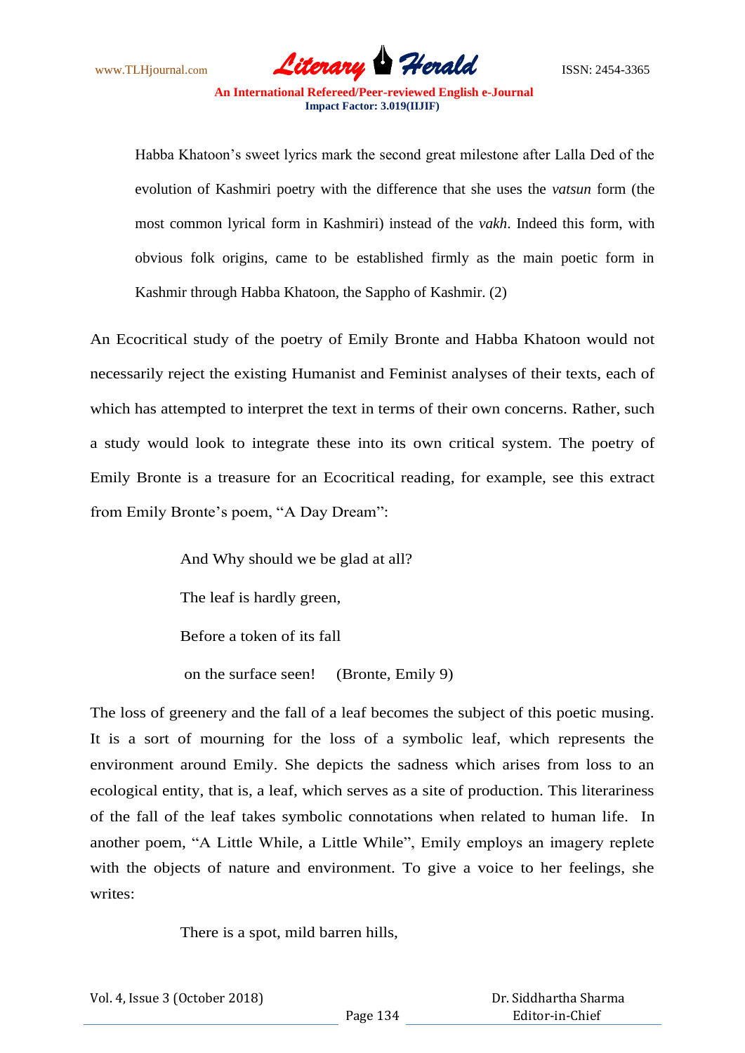> Habba Khatoon's sweet lyrics mark the second great milestone after Lalla Ded of the evolution of Kashmiri poetry with the difference that she uses the *vatsun* form (the most common lyrical form in Kashmiri) instead of the *vakh*. Indeed this form, with obvious folk origins, came to be established firmly as the main poetic form in Kashmir through Habba Khatoon, the Sappho of Kashmir. (2)

An Ecocritical study of the poetry of Emily Bronte and Habba Khatoon would not necessarily reject the existing Humanist and Feminist analyses of their texts, each of which has attempted to interpret the text in terms of their own concerns. Rather, such a study would look to integrate these into its own critical system. The poetry of Emily Bronte is a treasure for an Ecocritical reading, for example, see this extract from Emily Bronte's poem, "A Day Dream":

> And Why should we be glad at all?
>
> The leaf is hardly green,
>
> Before a token of its fall
>
> on the surface seen! (Bronte, Emily 9)

The loss of greenery and the fall of a leaf becomes the subject of this poetic musing. It is a sort of mourning for the loss of a symbolic leaf, which represents the environment around Emily. She depicts the sadness which arises from loss to an ecological entity, that is, a leaf, which serves as a site of production. This literariness of the fall of the leaf takes symbolic connotations when related to human life. In another poem, "A Little While, a Little While", Emily employs an imagery replete with the objects of nature and environment. To give a voice to her feelings, she writes:

> There is a spot, mild barren hills,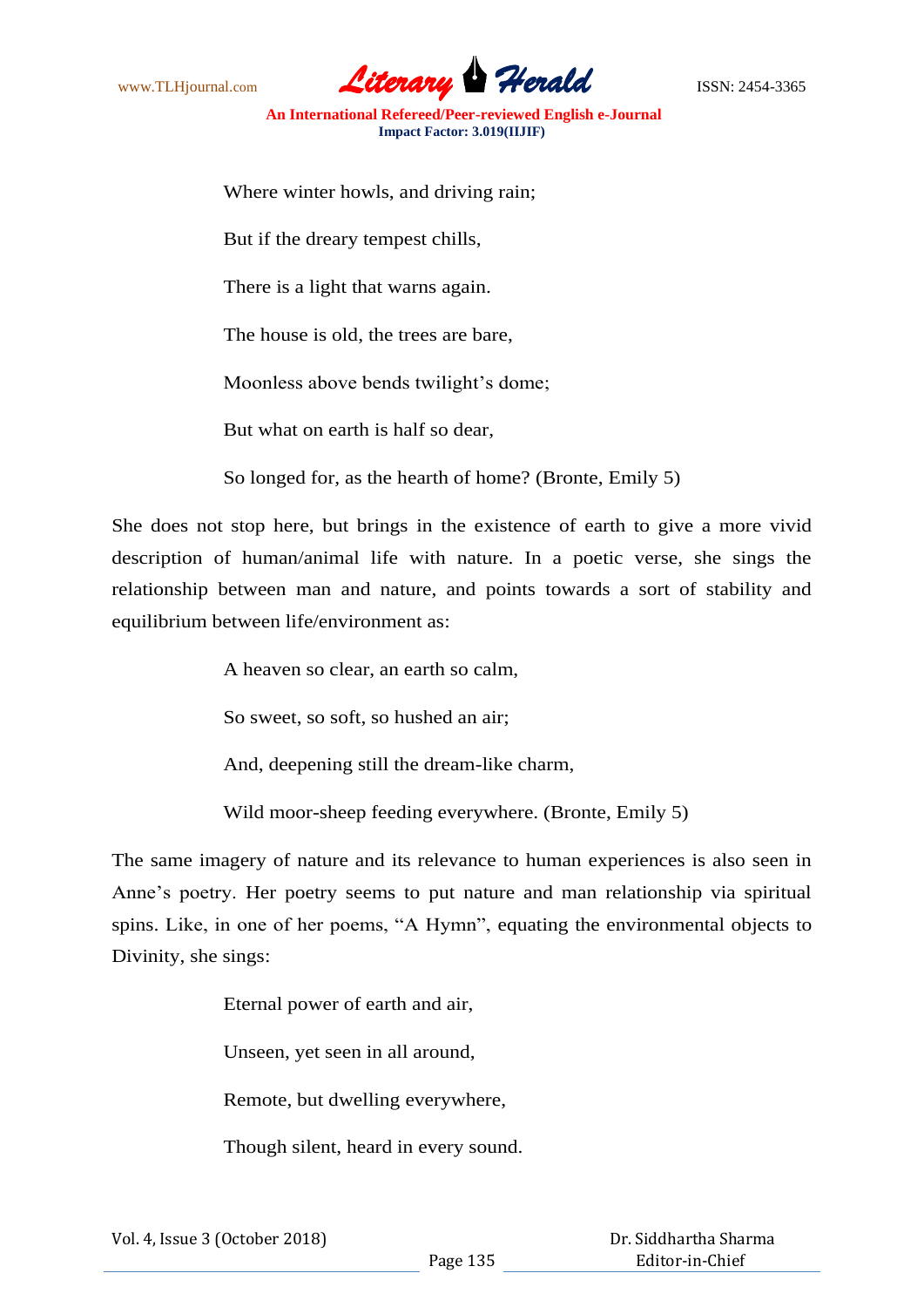Where winter howls, and driving rain;

But if the dreary tempest chills,

There is a light that warns again.

The house is old, the trees are bare,

Moonless above bends twilight's dome;

But what on earth is half so dear,

So longed for, as the hearth of home? (Bronte, Emily 5)

She does not stop here, but brings in the existence of earth to give a more vivid description of human/animal life with nature. In a poetic verse, she sings the relationship between man and nature, and points towards a sort of stability and equilibrium between life/environment as:

A heaven so clear, an earth so calm,

So sweet, so soft, so hushed an air;

And, deepening still the dream-like charm,

Wild moor-sheep feeding everywhere. (Bronte, Emily 5)

The same imagery of nature and its relevance to human experiences is also seen in Anne's poetry. Her poetry seems to put nature and man relationship via spiritual spins. Like, in one of her poems, "A Hymn", equating the environmental objects to Divinity, she sings:

Eternal power of earth and air,

Unseen, yet seen in all around,

Remote, but dwelling everywhere,

Though silent, heard in every sound.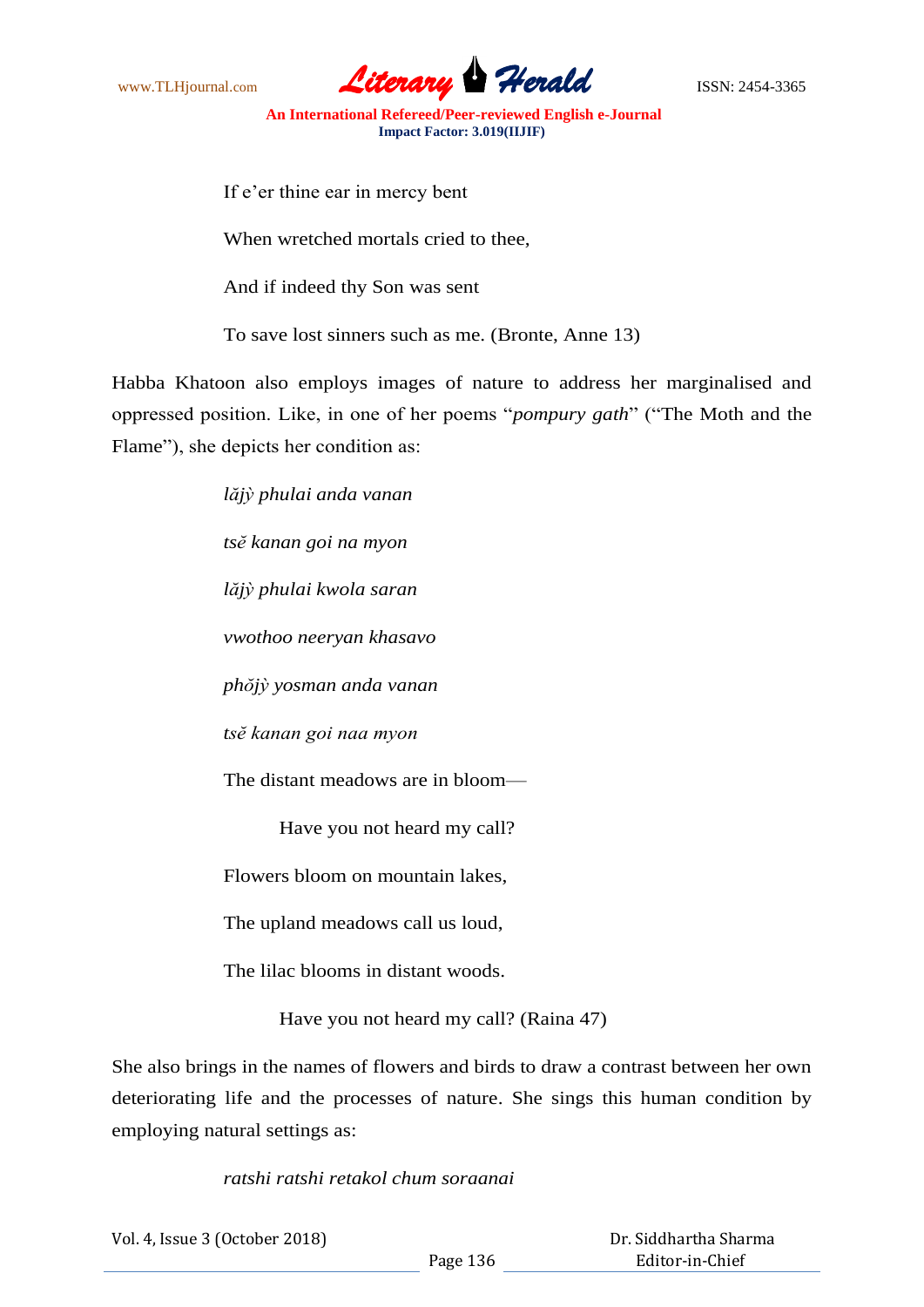If e'er thine ear in mercy bent

When wretched mortals cried to thee,

And if indeed thy Son was sent

To save lost sinners such as me. (Bronte, Anne 13)

Habba Khatoon also employs images of nature to address her marginalised and oppressed position. Like, in one of her poems "*pompury gath*" ("The Moth and the Flame"), she depicts her condition as:

*lăjỳ phulai anda vanan*

*tsĕ kanan goi na myon*

*lăjỳ phulai kwola saran*

*vwothoo neeryan khasavo*

*phŏjỳ yosman anda vanan*

*tsĕ kanan goi naa myon*

The distant meadows are in bloom—

Have you not heard my call?

Flowers bloom on mountain lakes,

The upland meadows call us loud,

The lilac blooms in distant woods.

Have you not heard my call? (Raina 47)

She also brings in the names of flowers and birds to draw a contrast between her own deteriorating life and the processes of nature. She sings this human condition by employing natural settings as:

*ratshi ratshi retakol chum soraanai*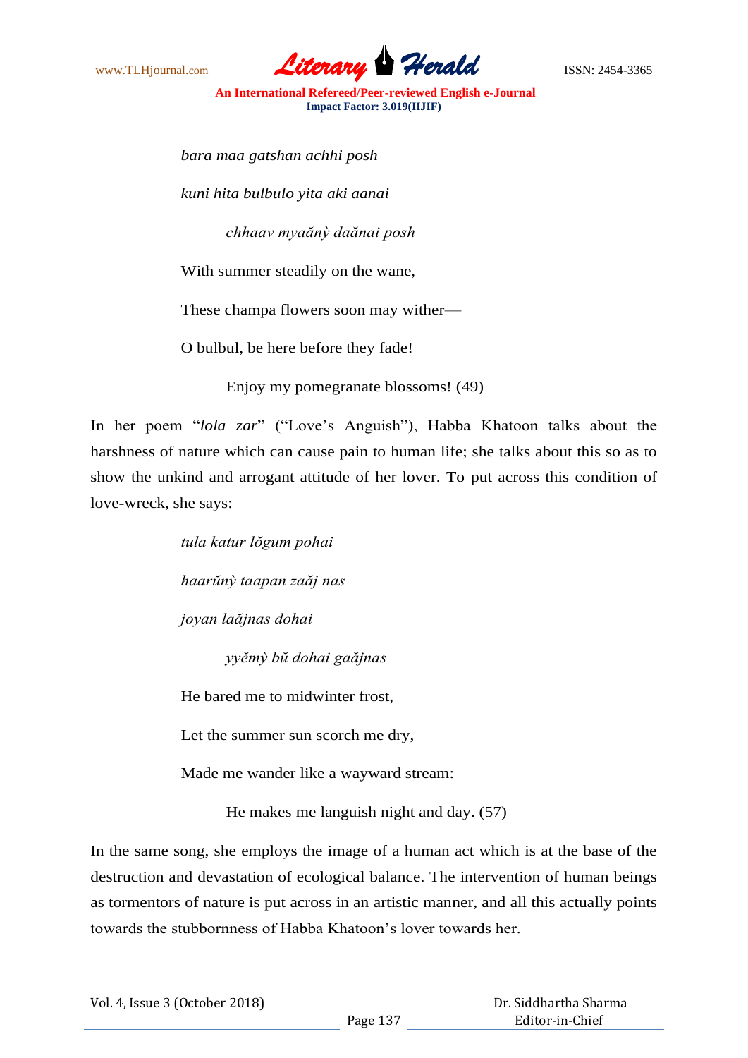*bara maa gatshan achhi posh*

*kuni hita bulbulo yita aki aanai*

*chhaav myaănỳ daănai posh*

With summer steadily on the wane,

These champa flowers soon may wither—

O bulbul, be here before they fade!

Enjoy my pomegranate blossoms! (49)

In her poem "*lola zar*" ("Love's Anguish"), Habba Khatoon talks about the harshness of nature which can cause pain to human life; she talks about this so as to show the unkind and arrogant attitude of her lover. To put across this condition of love-wreck, she says:

*tula katur lŏgum pohai*

*haarŭnỳ taapan zaăj nas*

*joyan laăjnas dohai*

*yyĕmỳ bŭ dohai gaăjnas*

He bared me to midwinter frost,

Let the summer sun scorch me dry,

Made me wander like a wayward stream:

He makes me languish night and day. (57)

In the same song, she employs the image of a human act which is at the base of the destruction and devastation of ecological balance. The intervention of human beings as tormentors of nature is put across in an artistic manner, and all this actually points towards the stubbornness of Habba Khatoon's lover towards her.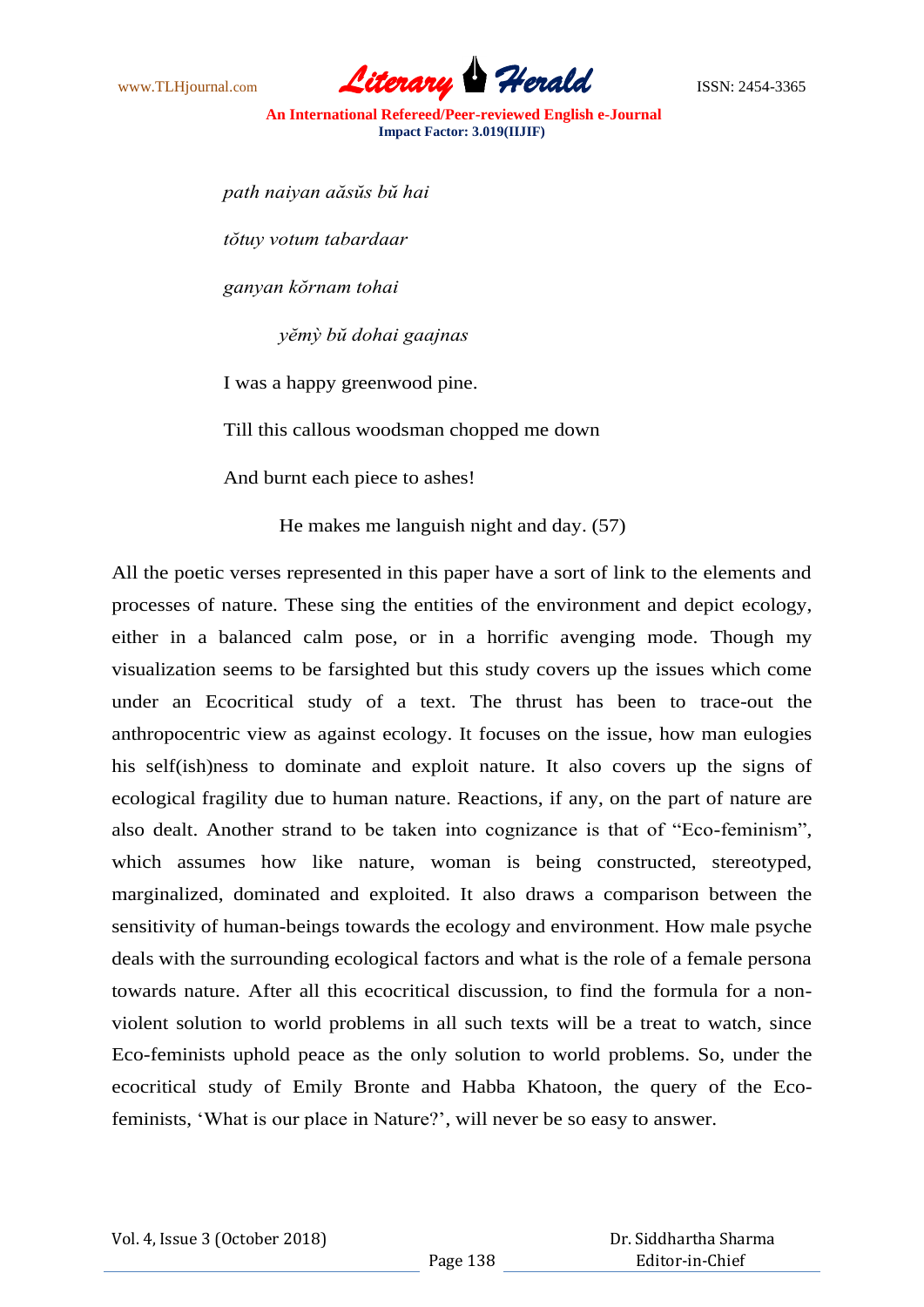*path naiyan aăsŭs bŭ hai*

*tŏtuy votum tabardaar*

*ganyan kŏrnam tohai*

*yĕmỳ bŭ dohai gaajnas*

I was a happy greenwood pine.

Till this callous woodsman chopped me down

And burnt each piece to ashes!

He makes me languish night and day. (57)

All the poetic verses represented in this paper have a sort of link to the elements and processes of nature. These sing the entities of the environment and depict ecology, either in a balanced calm pose, or in a horrific avenging mode. Though my visualization seems to be farsighted but this study covers up the issues which come under an Ecocritical study of a text. The thrust has been to trace-out the anthropocentric view as against ecology. It focuses on the issue, how man eulogies his self(ish)ness to dominate and exploit nature. It also covers up the signs of ecological fragility due to human nature. Reactions, if any, on the part of nature are also dealt. Another strand to be taken into cognizance is that of "Eco-feminism", which assumes how like nature, woman is being constructed, stereotyped, marginalized, dominated and exploited. It also draws a comparison between the sensitivity of human-beings towards the ecology and environment. How male psyche deals with the surrounding ecological factors and what is the role of a female persona towards nature. After all this ecocritical discussion, to find the formula for a non-violent solution to world problems in all such texts will be a treat to watch, since Eco-feminists uphold peace as the only solution to world problems. So, under the ecocritical study of Emily Bronte and Habba Khatoon, the query of the Eco-feminists, 'What is our place in Nature?', will never be so easy to answer.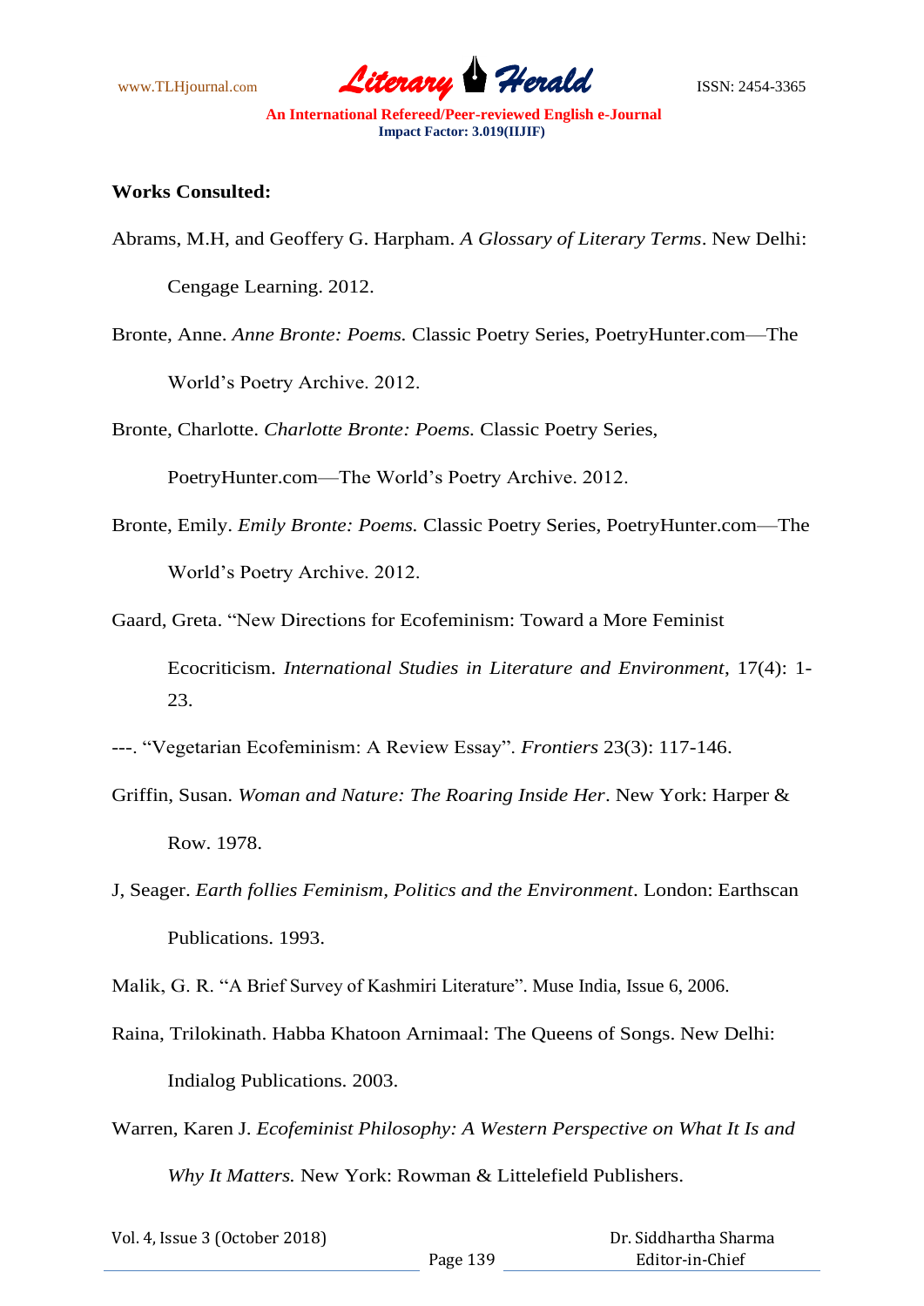**Works Consulted:**

Abrams, M.H, and Geoffery G. Harpham. *A Glossary of Literary Terms*. New Delhi: Cengage Learning. 2012.

Bronte, Anne. *Anne Bronte: Poems.* Classic Poetry Series, PoetryHunter.com—The World's Poetry Archive. 2012.

Bronte, Charlotte. *Charlotte Bronte: Poems.* Classic Poetry Series, PoetryHunter.com—The World's Poetry Archive. 2012.

Bronte, Emily. *Emily Bronte: Poems.* Classic Poetry Series, PoetryHunter.com—The World's Poetry Archive. 2012.

Gaard, Greta. "New Directions for Ecofeminism: Toward a More Feminist Ecocriticism. *International Studies in Literature and Environment*, 17(4): 1-23.

---. "Vegetarian Ecofeminism: A Review Essay". *Frontiers* 23(3): 117-146.

Griffin, Susan. *Woman and Nature: The Roaring Inside Her*. New York: Harper & Row. 1978.

J, Seager. *Earth follies Feminism, Politics and the Environment*. London: Earthscan Publications. 1993.

Malik, G. R. "A Brief Survey of Kashmiri Literature". Muse India, Issue 6, 2006.

Raina, Trilokinath. Habba Khatoon Arnimaal: The Queens of Songs. New Delhi: Indialog Publications. 2003.

Warren, Karen J. *Ecofeminist Philosophy: A Western Perspective on What It Is and Why It Matters.* New York: Rowman & Littelefield Publishers.